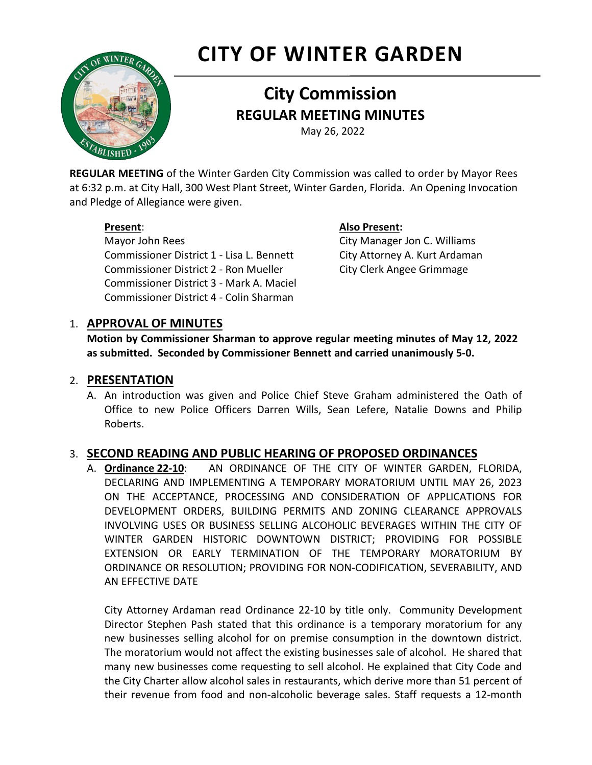# CITY OF WINTER GARDEN

## City Commission

### REGULAR MEETING MINUTES

May 26, 2022

**REGULAR MEETING** of the Winter Garden City Commission was called to order by Mayor Rees at 6:32 p.m. at City Hall, 300 West Plant Street, Winter Garden, Florida. An Opening Invocation and Pledge of Allegiance were given.

**Present**:
Mayor John Rees
Commissioner District 1 - Lisa L. Bennett
Commissioner District 2 - Ron Mueller
Commissioner District 3 - Mark A. Maciel
Commissioner District 4 - Colin Sharman

**Also Present:**
City Manager Jon C. Williams
City Attorney A. Kurt Ardaman
City Clerk Angee Grimmage

1. **APPROVAL OF MINUTES**

   **Motion by Commissioner Sharman to approve regular meeting minutes of May 12, 2022 as submitted. Seconded by Commissioner Bennett and carried unanimously 5-0.**

2. **PRESENTATION**

   A. An introduction was given and Police Chief Steve Graham administered the Oath of Office to new Police Officers Darren Wills, Sean Lefere, Natalie Downs and Philip Roberts.

3. **SECOND READING AND PUBLIC HEARING OF PROPOSED ORDINANCES**

   A. **Ordinance 22-10**: AN ORDINANCE OF THE CITY OF WINTER GARDEN, FLORIDA, DECLARING AND IMPLEMENTING A TEMPORARY MORATORIUM UNTIL MAY 26, 2023 ON THE ACCEPTANCE, PROCESSING AND CONSIDERATION OF APPLICATIONS FOR DEVELOPMENT ORDERS, BUILDING PERMITS AND ZONING CLEARANCE APPROVALS INVOLVING USES OR BUSINESS SELLING ALCOHOLIC BEVERAGES WITHIN THE CITY OF WINTER GARDEN HISTORIC DOWNTOWN DISTRICT; PROVIDING FOR POSSIBLE EXTENSION OR EARLY TERMINATION OF THE TEMPORARY MORATORIUM BY ORDINANCE OR RESOLUTION; PROVIDING FOR NON-CODIFICATION, SEVERABILITY, AND AN EFFECTIVE DATE

   City Attorney Ardaman read Ordinance 22-10 by title only. Community Development Director Stephen Pash stated that this ordinance is a temporary moratorium for any new businesses selling alcohol for on premise consumption in the downtown district. The moratorium would not affect the existing businesses sale of alcohol. He shared that many new businesses come requesting to sell alcohol. He explained that City Code and the City Charter allow alcohol sales in restaurants, which derive more than 51 percent of their revenue from food and non-alcoholic beverage sales. Staff requests a 12-month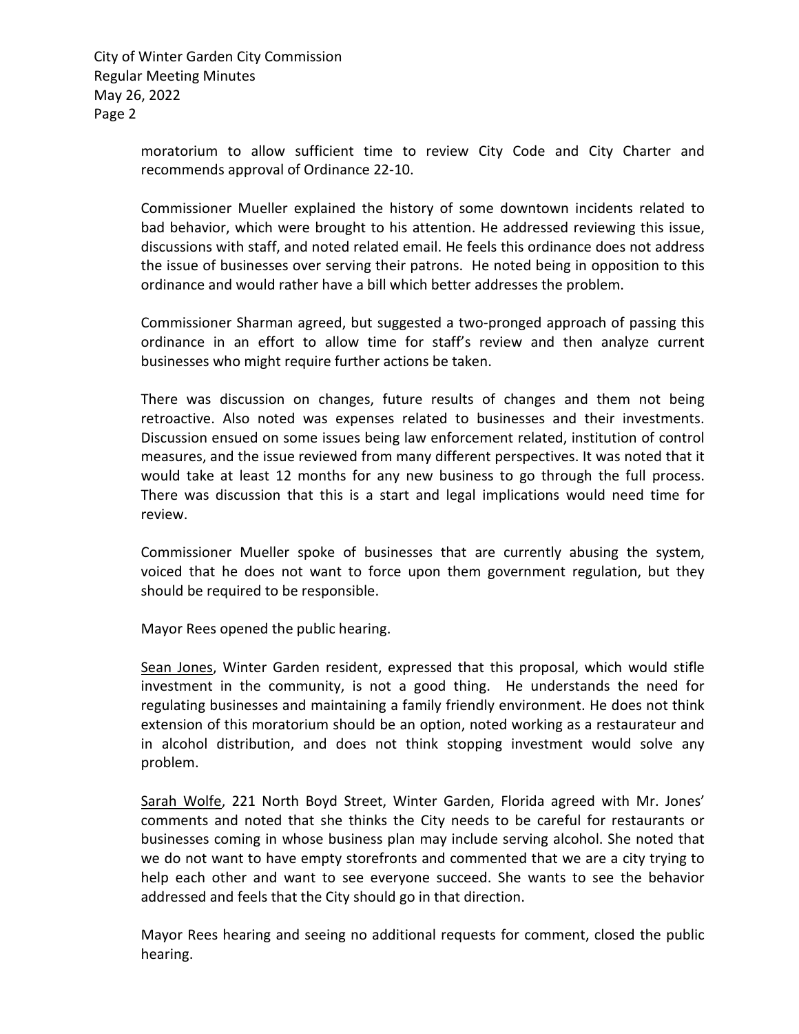moratorium to allow sufficient time to review City Code and City Charter and recommends approval of Ordinance 22-10.

Commissioner Mueller explained the history of some downtown incidents related to bad behavior, which were brought to his attention. He addressed reviewing this issue, discussions with staff, and noted related email. He feels this ordinance does not address the issue of businesses over serving their patrons. He noted being in opposition to this ordinance and would rather have a bill which better addresses the problem.

Commissioner Sharman agreed, but suggested a two-pronged approach of passing this ordinance in an effort to allow time for staff's review and then analyze current businesses who might require further actions be taken.

There was discussion on changes, future results of changes and them not being retroactive. Also noted was expenses related to businesses and their investments. Discussion ensued on some issues being law enforcement related, institution of control measures, and the issue reviewed from many different perspectives. It was noted that it would take at least 12 months for any new business to go through the full process. There was discussion that this is a start and legal implications would need time for review.

Commissioner Mueller spoke of businesses that are currently abusing the system, voiced that he does not want to force upon them government regulation, but they should be required to be responsible.

Mayor Rees opened the public hearing.

Sean Jones, Winter Garden resident, expressed that this proposal, which would stifle investment in the community, is not a good thing. He understands the need for regulating businesses and maintaining a family friendly environment. He does not think extension of this moratorium should be an option, noted working as a restaurateur and in alcohol distribution, and does not think stopping investment would solve any problem.

Sarah Wolfe, 221 North Boyd Street, Winter Garden, Florida agreed with Mr. Jones' comments and noted that she thinks the City needs to be careful for restaurants or businesses coming in whose business plan may include serving alcohol. She noted that we do not want to have empty storefronts and commented that we are a city trying to help each other and want to see everyone succeed. She wants to see the behavior addressed and feels that the City should go in that direction.

Mayor Rees hearing and seeing no additional requests for comment, closed the public hearing.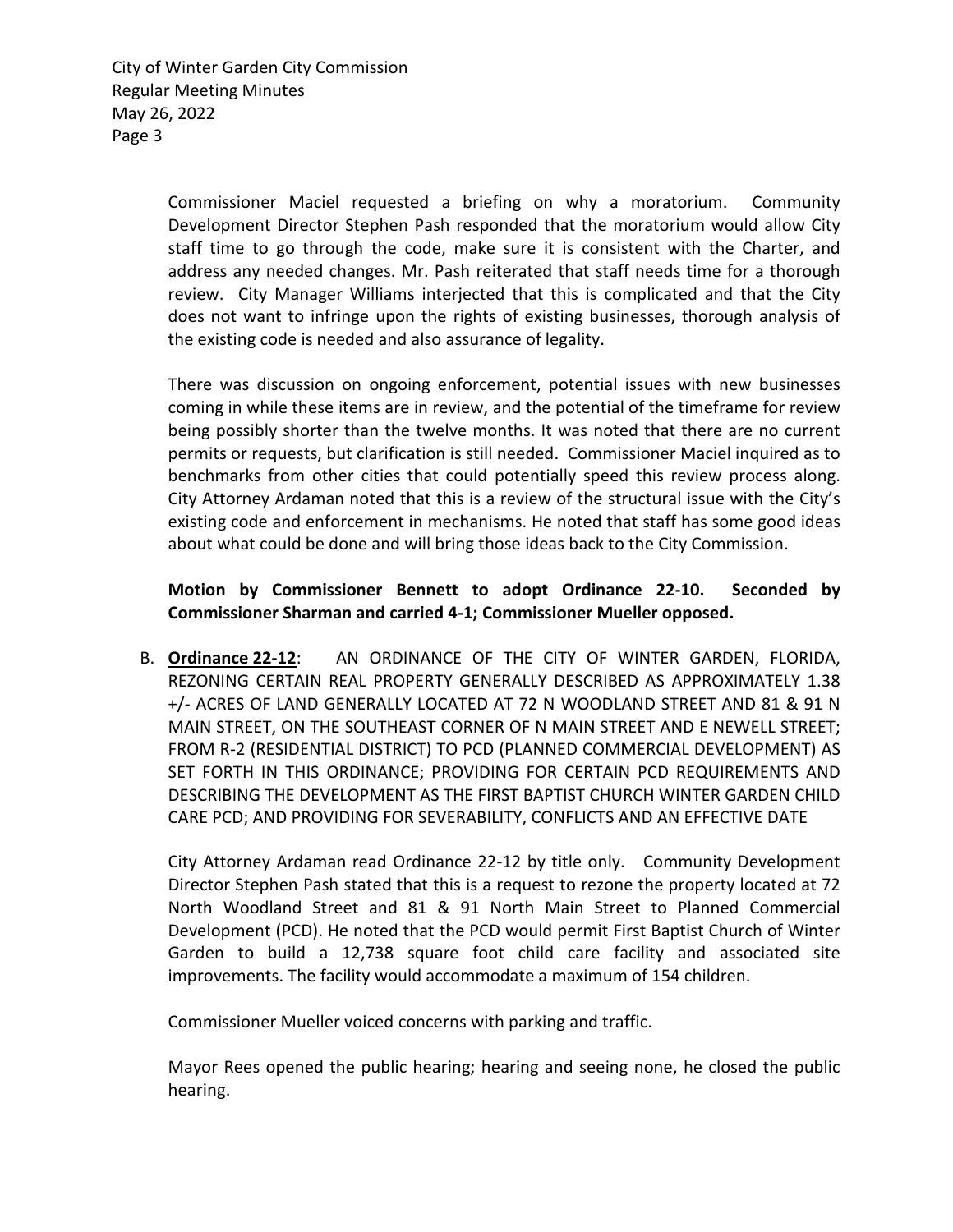Commissioner Maciel requested a briefing on why a moratorium. Community Development Director Stephen Pash responded that the moratorium would allow City staff time to go through the code, make sure it is consistent with the Charter, and address any needed changes. Mr. Pash reiterated that staff needs time for a thorough review. City Manager Williams interjected that this is complicated and that the City does not want to infringe upon the rights of existing businesses, thorough analysis of the existing code is needed and also assurance of legality.

There was discussion on ongoing enforcement, potential issues with new businesses coming in while these items are in review, and the potential of the timeframe for review being possibly shorter than the twelve months. It was noted that there are no current permits or requests, but clarification is still needed. Commissioner Maciel inquired as to benchmarks from other cities that could potentially speed this review process along. City Attorney Ardaman noted that this is a review of the structural issue with the City's existing code and enforcement in mechanisms. He noted that staff has some good ideas about what could be done and will bring those ideas back to the City Commission.

**Motion by Commissioner Bennett to adopt Ordinance 22-10. Seconded by Commissioner Sharman and carried 4-1; Commissioner Mueller opposed.**

B. **Ordinance 22-12**: AN ORDINANCE OF THE CITY OF WINTER GARDEN, FLORIDA, REZONING CERTAIN REAL PROPERTY GENERALLY DESCRIBED AS APPROXIMATELY 1.38 +/- ACRES OF LAND GENERALLY LOCATED AT 72 N WOODLAND STREET AND 81 & 91 N MAIN STREET, ON THE SOUTHEAST CORNER OF N MAIN STREET AND E NEWELL STREET; FROM R-2 (RESIDENTIAL DISTRICT) TO PCD (PLANNED COMMERCIAL DEVELOPMENT) AS SET FORTH IN THIS ORDINANCE; PROVIDING FOR CERTAIN PCD REQUIREMENTS AND DESCRIBING THE DEVELOPMENT AS THE FIRST BAPTIST CHURCH WINTER GARDEN CHILD CARE PCD; AND PROVIDING FOR SEVERABILITY, CONFLICTS AND AN EFFECTIVE DATE

City Attorney Ardaman read Ordinance 22-12 by title only. Community Development Director Stephen Pash stated that this is a request to rezone the property located at 72 North Woodland Street and 81 & 91 North Main Street to Planned Commercial Development (PCD). He noted that the PCD would permit First Baptist Church of Winter Garden to build a 12,738 square foot child care facility and associated site improvements. The facility would accommodate a maximum of 154 children.

Commissioner Mueller voiced concerns with parking and traffic.

Mayor Rees opened the public hearing; hearing and seeing none, he closed the public hearing.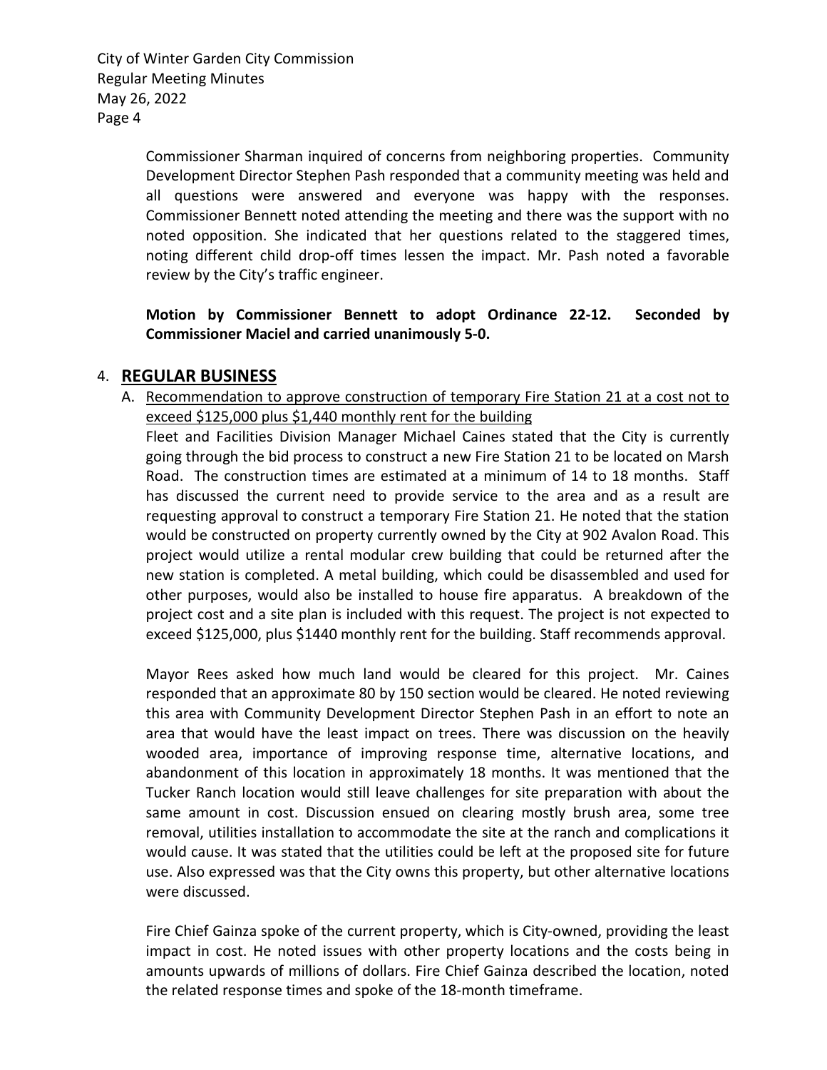Commissioner Sharman inquired of concerns from neighboring properties. Community Development Director Stephen Pash responded that a community meeting was held and all questions were answered and everyone was happy with the responses. Commissioner Bennett noted attending the meeting and there was the support with no noted opposition. She indicated that her questions related to the staggered times, noting different child drop-off times lessen the impact. Mr. Pash noted a favorable review by the City's traffic engineer.

**Motion by Commissioner Bennett to adopt Ordinance 22-12. Seconded by Commissioner Maciel and carried unanimously 5-0.**

## 4. REGULAR BUSINESS

A. Recommendation to approve construction of temporary Fire Station 21 at a cost not to exceed $125,000 plus $1,440 monthly rent for the building

Fleet and Facilities Division Manager Michael Caines stated that the City is currently going through the bid process to construct a new Fire Station 21 to be located on Marsh Road. The construction times are estimated at a minimum of 14 to 18 months. Staff has discussed the current need to provide service to the area and as a result are requesting approval to construct a temporary Fire Station 21. He noted that the station would be constructed on property currently owned by the City at 902 Avalon Road. This project would utilize a rental modular crew building that could be returned after the new station is completed. A metal building, which could be disassembled and used for other purposes, would also be installed to house fire apparatus. A breakdown of the project cost and a site plan is included with this request. The project is not expected to exceed $125,000, plus $1440 monthly rent for the building. Staff recommends approval.

Mayor Rees asked how much land would be cleared for this project. Mr. Caines responded that an approximate 80 by 150 section would be cleared. He noted reviewing this area with Community Development Director Stephen Pash in an effort to note an area that would have the least impact on trees. There was discussion on the heavily wooded area, importance of improving response time, alternative locations, and abandonment of this location in approximately 18 months. It was mentioned that the Tucker Ranch location would still leave challenges for site preparation with about the same amount in cost. Discussion ensued on clearing mostly brush area, some tree removal, utilities installation to accommodate the site at the ranch and complications it would cause. It was stated that the utilities could be left at the proposed site for future use. Also expressed was that the City owns this property, but other alternative locations were discussed.

Fire Chief Gainza spoke of the current property, which is City-owned, providing the least impact in cost. He noted issues with other property locations and the costs being in amounts upwards of millions of dollars. Fire Chief Gainza described the location, noted the related response times and spoke of the 18-month timeframe.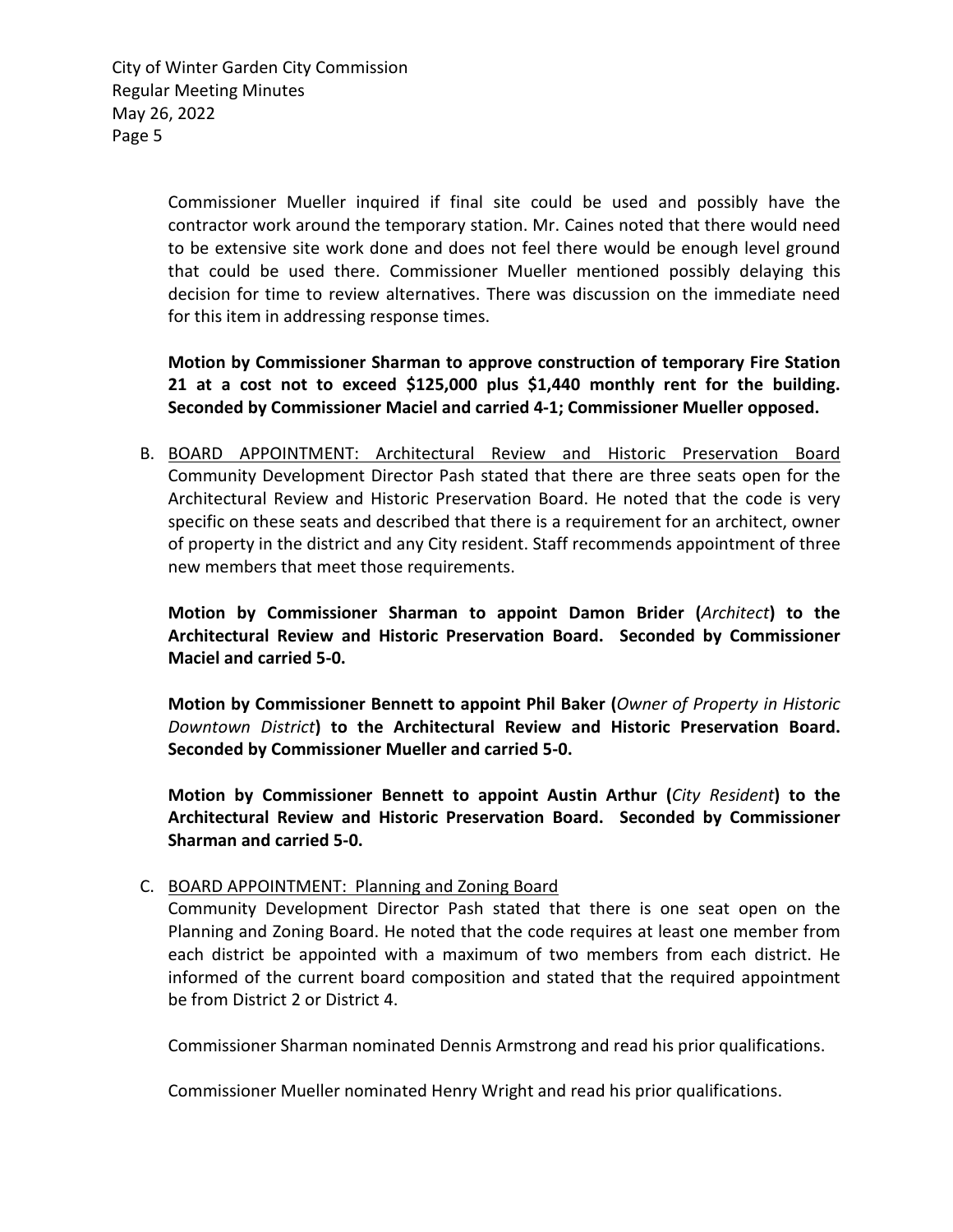Commissioner Mueller inquired if final site could be used and possibly have the contractor work around the temporary station. Mr. Caines noted that there would need to be extensive site work done and does not feel there would be enough level ground that could be used there. Commissioner Mueller mentioned possibly delaying this decision for time to review alternatives. There was discussion on the immediate need for this item in addressing response times.

**Motion by Commissioner Sharman to approve construction of temporary Fire Station 21 at a cost not to exceed $125,000 plus $1,440 monthly rent for the building. Seconded by Commissioner Maciel and carried 4-1; Commissioner Mueller opposed.**

B. <u>BOARD APPOINTMENT: Architectural Review and Historic Preservation Board</u> Community Development Director Pash stated that there are three seats open for the Architectural Review and Historic Preservation Board. He noted that the code is very specific on these seats and described that there is a requirement for an architect, owner of property in the district and any City resident. Staff recommends appointment of three new members that meet those requirements.

**Motion by Commissioner Sharman to appoint Damon Brider (*Architect*) to the Architectural Review and Historic Preservation Board. Seconded by Commissioner Maciel and carried 5-0.**

**Motion by Commissioner Bennett to appoint Phil Baker (*Owner of Property in Historic Downtown District*) to the Architectural Review and Historic Preservation Board. Seconded by Commissioner Mueller and carried 5-0.**

**Motion by Commissioner Bennett to appoint Austin Arthur (*City Resident*) to the Architectural Review and Historic Preservation Board. Seconded by Commissioner Sharman and carried 5-0.**

C. <u>BOARD APPOINTMENT: Planning and Zoning Board</u>
Community Development Director Pash stated that there is one seat open on the Planning and Zoning Board. He noted that the code requires at least one member from each district be appointed with a maximum of two members from each district. He informed of the current board composition and stated that the required appointment be from District 2 or District 4.

Commissioner Sharman nominated Dennis Armstrong and read his prior qualifications.

Commissioner Mueller nominated Henry Wright and read his prior qualifications.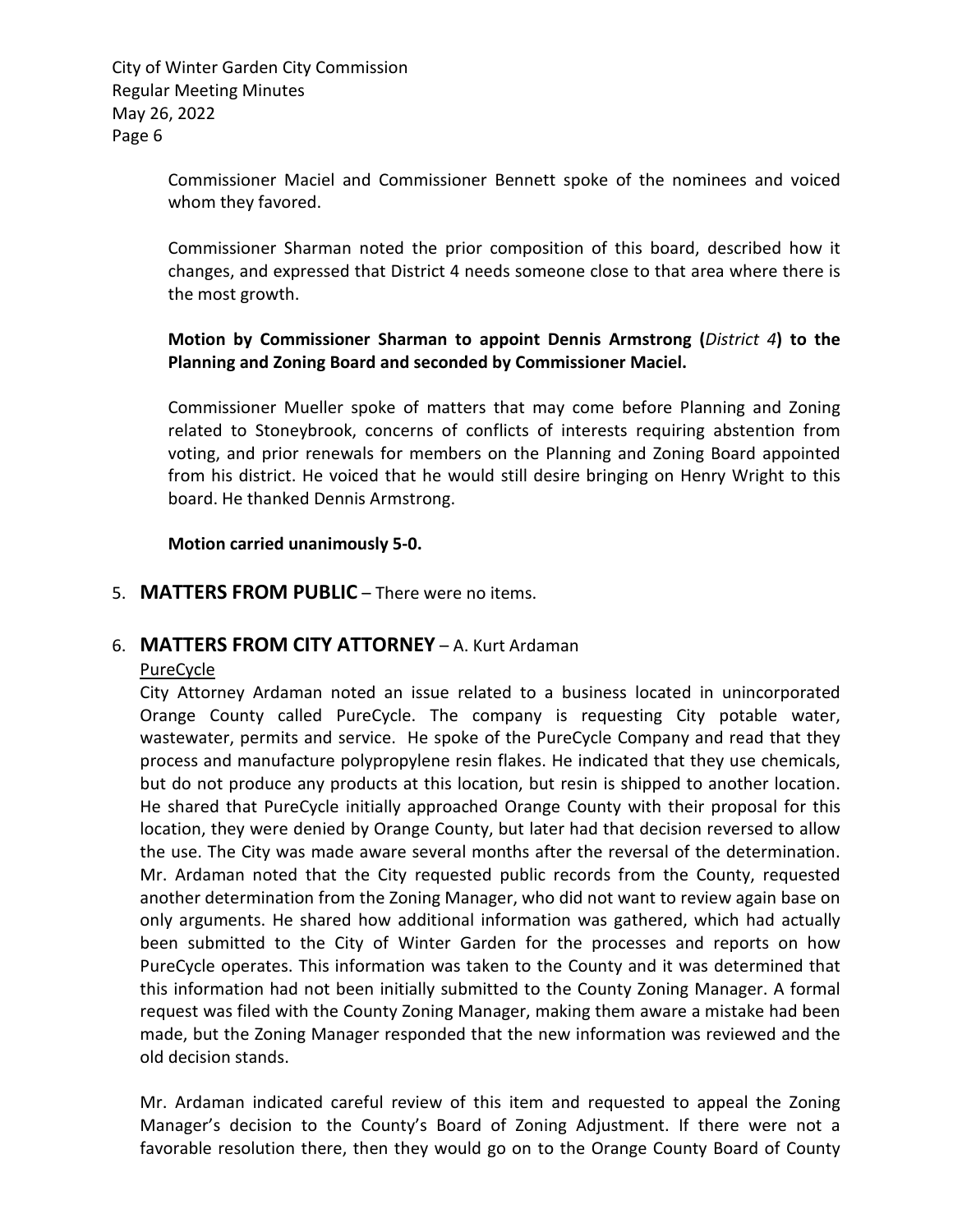Commissioner Maciel and Commissioner Bennett spoke of the nominees and voiced whom they favored.

Commissioner Sharman noted the prior composition of this board, described how it changes, and expressed that District 4 needs someone close to that area where there is the most growth.

**Motion by Commissioner Sharman to appoint Dennis Armstrong (*District 4*) to the Planning and Zoning Board and seconded by Commissioner Maciel.**

Commissioner Mueller spoke of matters that may come before Planning and Zoning related to Stoneybrook, concerns of conflicts of interests requiring abstention from voting, and prior renewals for members on the Planning and Zoning Board appointed from his district. He voiced that he would still desire bringing on Henry Wright to this board. He thanked Dennis Armstrong.

**Motion carried unanimously 5-0.**

5. **MATTERS FROM PUBLIC** – There were no items.

6. **MATTERS FROM CITY ATTORNEY** – A. Kurt Ardaman

PureCycle

City Attorney Ardaman noted an issue related to a business located in unincorporated Orange County called PureCycle. The company is requesting City potable water, wastewater, permits and service. He spoke of the PureCycle Company and read that they process and manufacture polypropylene resin flakes. He indicated that they use chemicals, but do not produce any products at this location, but resin is shipped to another location. He shared that PureCycle initially approached Orange County with their proposal for this location, they were denied by Orange County, but later had that decision reversed to allow the use. The City was made aware several months after the reversal of the determination. Mr. Ardaman noted that the City requested public records from the County, requested another determination from the Zoning Manager, who did not want to review again base on only arguments. He shared how additional information was gathered, which had actually been submitted to the City of Winter Garden for the processes and reports on how PureCycle operates. This information was taken to the County and it was determined that this information had not been initially submitted to the County Zoning Manager. A formal request was filed with the County Zoning Manager, making them aware a mistake had been made, but the Zoning Manager responded that the new information was reviewed and the old decision stands.

Mr. Ardaman indicated careful review of this item and requested to appeal the Zoning Manager's decision to the County's Board of Zoning Adjustment. If there were not a favorable resolution there, then they would go on to the Orange County Board of County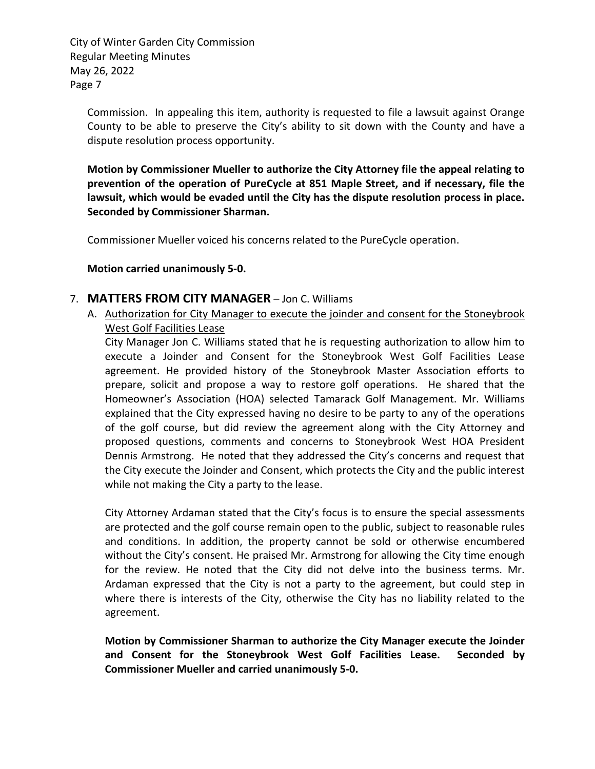Commission. In appealing this item, authority is requested to file a lawsuit against Orange County to be able to preserve the City's ability to sit down with the County and have a dispute resolution process opportunity.

**Motion by Commissioner Mueller to authorize the City Attorney file the appeal relating to prevention of the operation of PureCycle at 851 Maple Street, and if necessary, file the lawsuit, which would be evaded until the City has the dispute resolution process in place. Seconded by Commissioner Sharman.**

Commissioner Mueller voiced his concerns related to the PureCycle operation.

**Motion carried unanimously 5-0.**

## 7. MATTERS FROM CITY MANAGER – Jon C. Williams

A. Authorization for City Manager to execute the joinder and consent for the Stoneybrook West Golf Facilities Lease

City Manager Jon C. Williams stated that he is requesting authorization to allow him to execute a Joinder and Consent for the Stoneybrook West Golf Facilities Lease agreement. He provided history of the Stoneybrook Master Association efforts to prepare, solicit and propose a way to restore golf operations. He shared that the Homeowner's Association (HOA) selected Tamarack Golf Management. Mr. Williams explained that the City expressed having no desire to be party to any of the operations of the golf course, but did review the agreement along with the City Attorney and proposed questions, comments and concerns to Stoneybrook West HOA President Dennis Armstrong. He noted that they addressed the City's concerns and request that the City execute the Joinder and Consent, which protects the City and the public interest while not making the City a party to the lease.

City Attorney Ardaman stated that the City's focus is to ensure the special assessments are protected and the golf course remain open to the public, subject to reasonable rules and conditions. In addition, the property cannot be sold or otherwise encumbered without the City's consent. He praised Mr. Armstrong for allowing the City time enough for the review. He noted that the City did not delve into the business terms. Mr. Ardaman expressed that the City is not a party to the agreement, but could step in where there is interests of the City, otherwise the City has no liability related to the agreement.

**Motion by Commissioner Sharman to authorize the City Manager execute the Joinder and Consent for the Stoneybrook West Golf Facilities Lease. Seconded by Commissioner Mueller and carried unanimously 5-0.**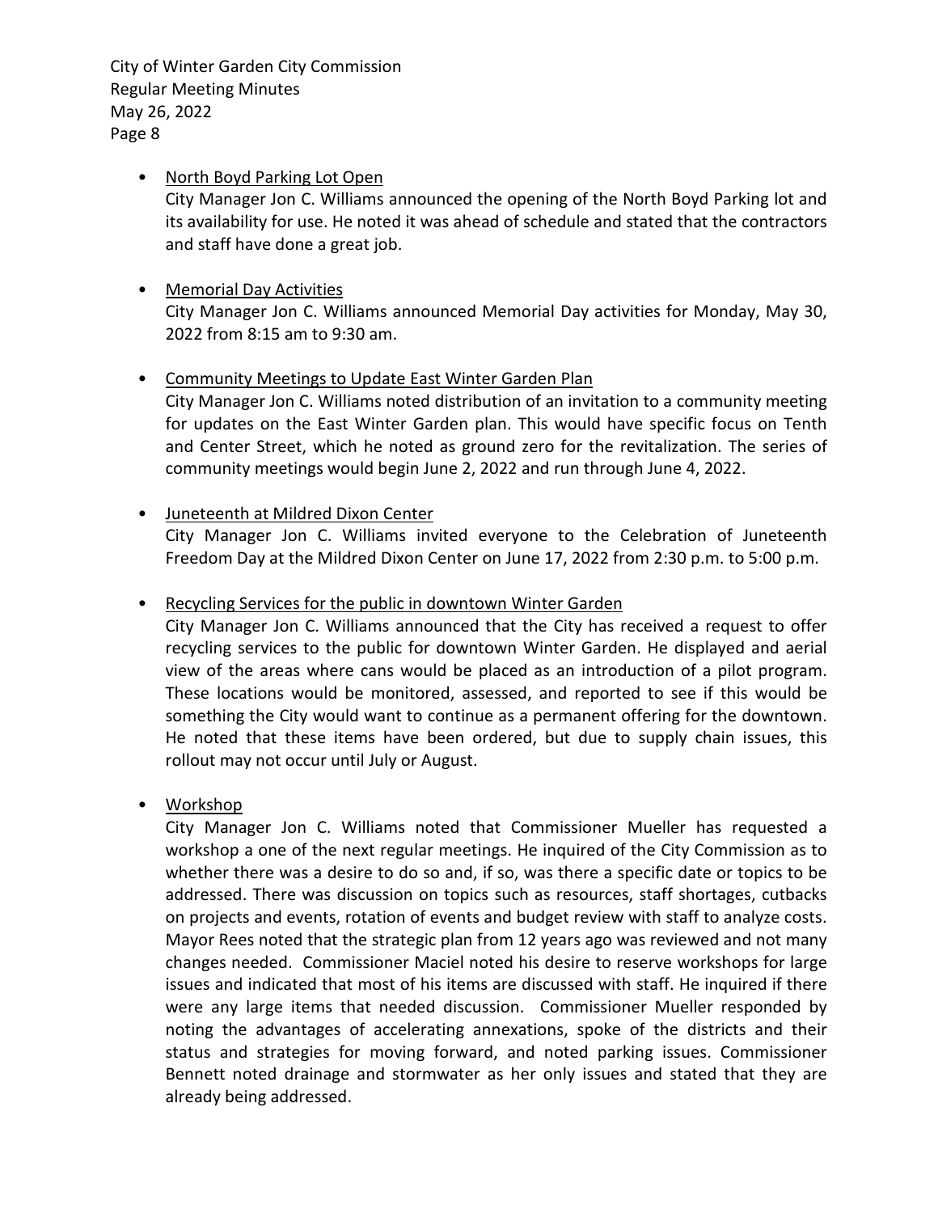- North Boyd Parking Lot Open

  City Manager Jon C. Williams announced the opening of the North Boyd Parking lot and its availability for use. He noted it was ahead of schedule and stated that the contractors and staff have done a great job.

- Memorial Day Activities

  City Manager Jon C. Williams announced Memorial Day activities for Monday, May 30, 2022 from 8:15 am to 9:30 am.

- Community Meetings to Update East Winter Garden Plan

  City Manager Jon C. Williams noted distribution of an invitation to a community meeting for updates on the East Winter Garden plan. This would have specific focus on Tenth and Center Street, which he noted as ground zero for the revitalization. The series of community meetings would begin June 2, 2022 and run through June 4, 2022.

- Juneteenth at Mildred Dixon Center

  City Manager Jon C. Williams invited everyone to the Celebration of Juneteenth Freedom Day at the Mildred Dixon Center on June 17, 2022 from 2:30 p.m. to 5:00 p.m.

- Recycling Services for the public in downtown Winter Garden

  City Manager Jon C. Williams announced that the City has received a request to offer recycling services to the public for downtown Winter Garden. He displayed and aerial view of the areas where cans would be placed as an introduction of a pilot program. These locations would be monitored, assessed, and reported to see if this would be something the City would want to continue as a permanent offering for the downtown. He noted that these items have been ordered, but due to supply chain issues, this rollout may not occur until July or August.

- Workshop

  City Manager Jon C. Williams noted that Commissioner Mueller has requested a workshop a one of the next regular meetings. He inquired of the City Commission as to whether there was a desire to do so and, if so, was there a specific date or topics to be addressed. There was discussion on topics such as resources, staff shortages, cutbacks on projects and events, rotation of events and budget review with staff to analyze costs. Mayor Rees noted that the strategic plan from 12 years ago was reviewed and not many changes needed. Commissioner Maciel noted his desire to reserve workshops for large issues and indicated that most of his items are discussed with staff. He inquired if there were any large items that needed discussion. Commissioner Mueller responded by noting the advantages of accelerating annexations, spoke of the districts and their status and strategies for moving forward, and noted parking issues. Commissioner Bennett noted drainage and stormwater as her only issues and stated that they are already being addressed.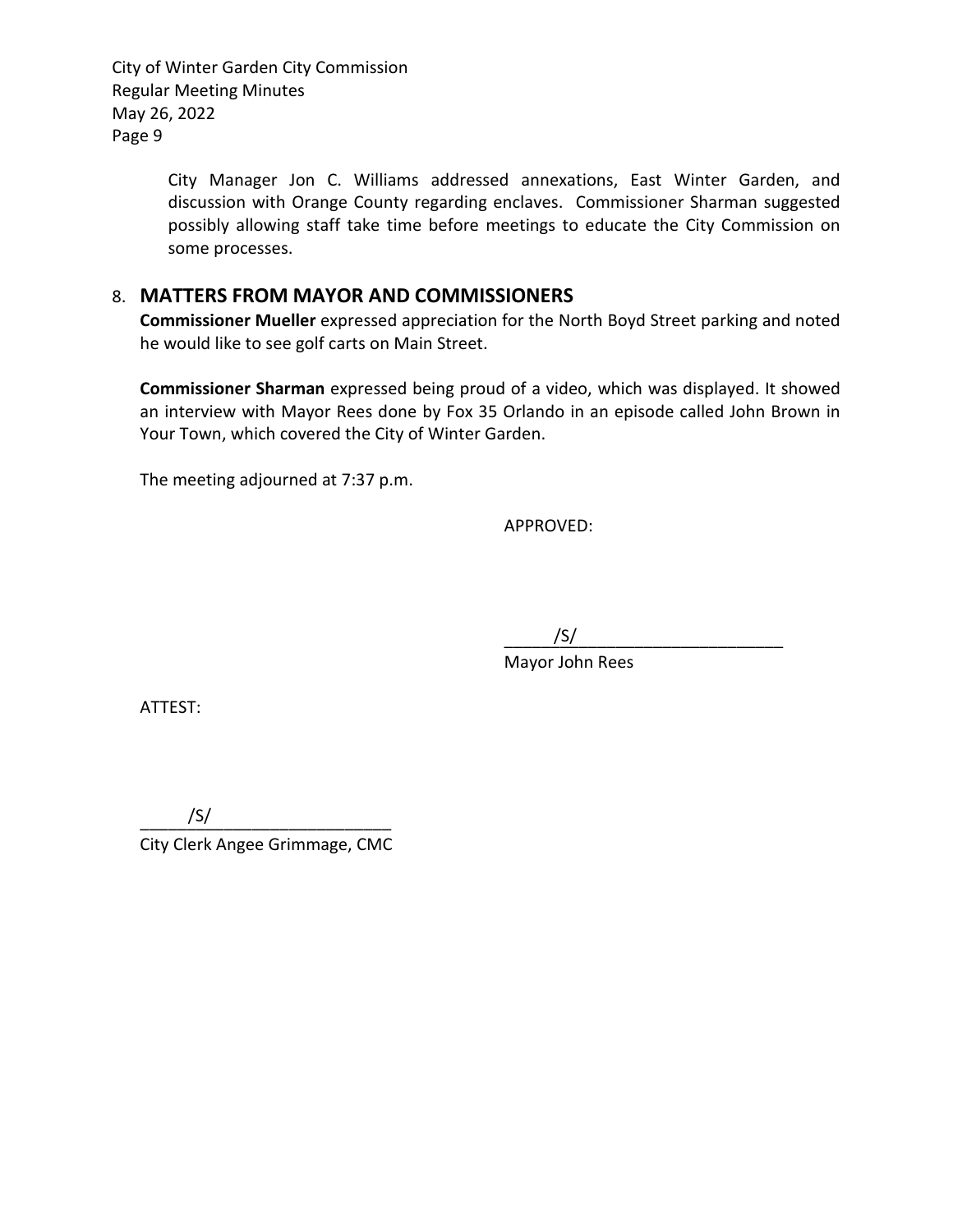City Manager Jon C. Williams addressed annexations, East Winter Garden, and discussion with Orange County regarding enclaves. Commissioner Sharman suggested possibly allowing staff take time before meetings to educate the City Commission on some processes.

## 8. MATTERS FROM MAYOR AND COMMISSIONERS

**Commissioner Mueller** expressed appreciation for the North Boyd Street parking and noted he would like to see golf carts on Main Street.

**Commissioner Sharman** expressed being proud of a video, which was displayed. It showed an interview with Mayor Rees done by Fox 35 Orlando in an episode called John Brown in Your Town, which covered the City of Winter Garden.

The meeting adjourned at 7:37 p.m.

APPROVED:

/S/
Mayor John Rees

ATTEST:

/S/
City Clerk Angee Grimmage, CMC